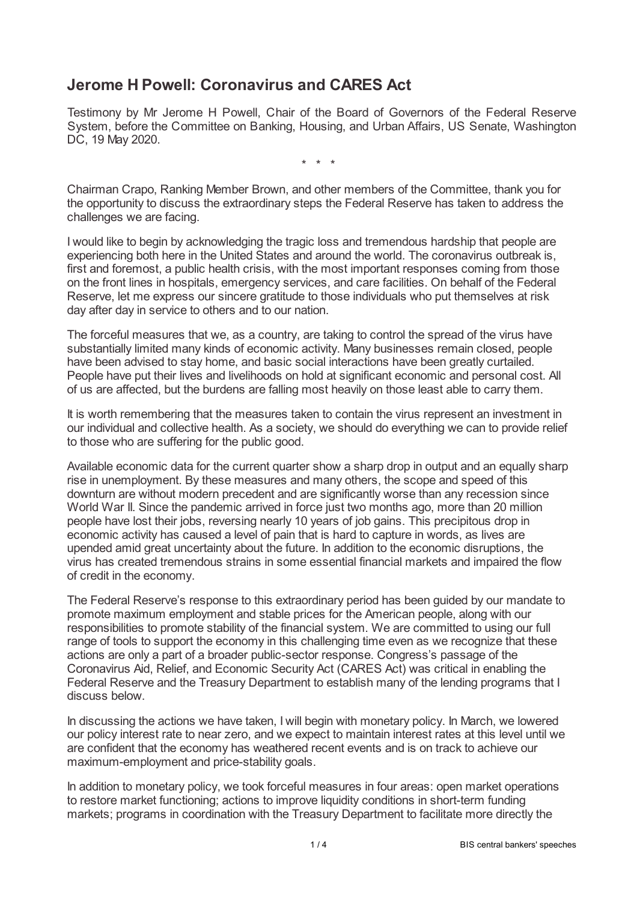## Jerome H Powell: Coronavirus and CARES Act

Testimony by Mr Jerome H Powell, Chair of the Board of Governors of the Federal Reserve System, before the Committee on Banking, Housing, and Urban Affairs, US Senate, Washington DC, 19 May 2020.

\* \* \*

Chairman Crapo, Ranking Member Brown, and other members of the Committee, thank you for the opportunity to discuss the extraordinary steps the Federal Reserve has taken to address the challenges we are facing.

I would like to begin by acknowledging the tragic loss and tremendous hardship that people are experiencing both here in the United States and around the world. The coronavirus outbreak is, first and foremost, a public health crisis, with the most important responses coming from those on the front lines in hospitals, emergency services, and care facilities. On behalf of the Federal Reserve, let me express our sincere gratitude to those individuals who put themselves at risk day after day in service to others and to our nation.

The forceful measures that we, as a country, are taking to control the spread of the virus have substantially limited many kinds of economic activity. Many businesses remain closed, people have been advised to stay home, and basic social interactions have been greatly curtailed. People have put their lives and livelihoods on hold at significant economic and personal cost. All of us are affected, but the burdens are falling most heavily on those least able to carry them.

It is worth remembering that the measures taken to contain the virus represent an investment in our individual and collective health. As a society, we should do everything we can to provide relief to those who are suffering for the public good.

Available economic data for the current quarter show a sharp drop in output and an equally sharp rise in unemployment. By these measures and many others, the scope and speed of this downturn are without modern precedent and are significantly worse than any recession since World War II. Since the pandemic arrived in force just two months ago, more than 20 million people have lost their jobs, reversing nearly 10 years of job gains. This precipitous drop in economic activity has caused a level of pain that is hard to capture in words, as lives are upended amid great uncertainty about the future. In addition to the economic disruptions, the virus has created tremendous strains in some essential financial markets and impaired the flow of credit in the economy.

The Federal Reserve's response to this extraordinary period has been guided by our mandate to promote maximum employment and stable prices for the American people, along with our responsibilities to promote stability of the financial system. We are committed to using our full range of tools to support the economy in this challenging time even as we recognize that these actions are only a part of a broader public-sector response. Congress's passage of the Coronavirus Aid, Relief, and Economic Security Act (CARES Act) was critical in enabling the Federal Reserve and the Treasury Department to establish many of the lending programs that I discuss below.

In discussing the actions we have taken, I will begin with monetary policy. In March, we lowered our policy interest rate to near zero, and we expect to maintain interest rates at this level until we are confident that the economy has weathered recent events and is on track to achieve our maximum-employment and price-stability goals.

In addition to monetary policy, we took forceful measures in four areas: open market operations to restore market functioning; actions to improve liquidity conditions in short-term funding markets; programs in coordination with the Treasury Department to facilitate more directly the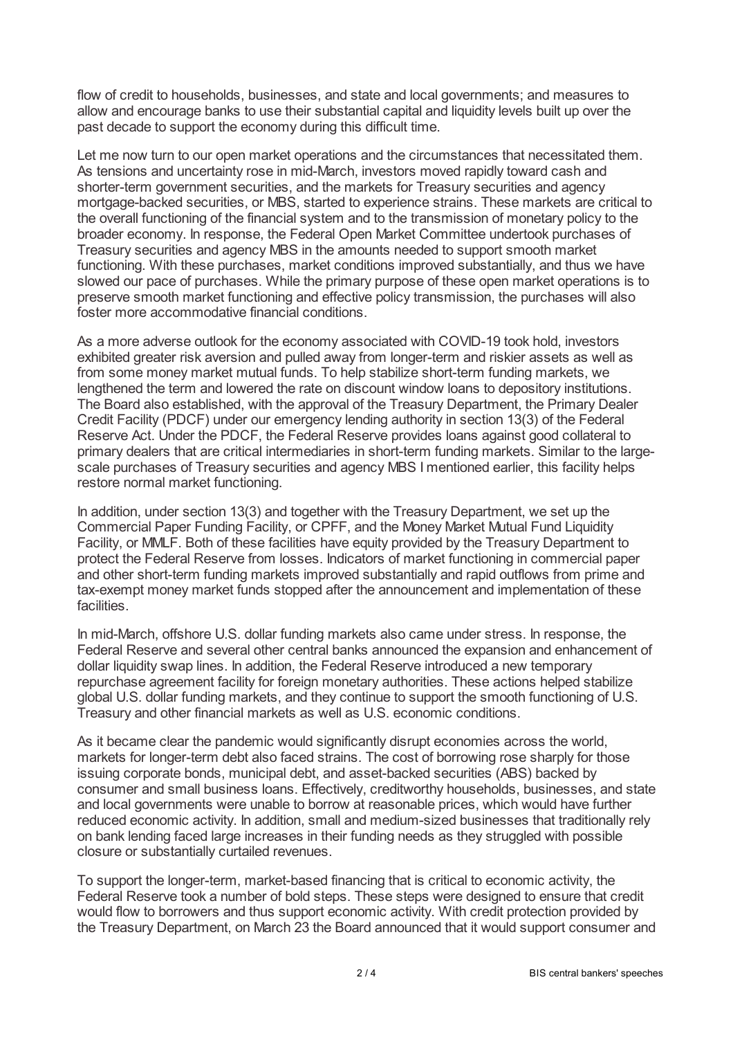flow of credit to households, businesses, and state and local governments; and measures to allow and encourage banks to use their substantial capital and liquidity levels built up over the past decade to support the economy during this difficult time.

Let me now turn to our open market operations and the circumstances that necessitated them. As tensions and uncertainty rose in mid-March, investors moved rapidly toward cash and shorter-term government securities, and the markets for Treasury securities and agency mortgage-backed securities, or MBS, started to experience strains. These markets are critical to the overall functioning of the financial system and to the transmission of monetary policy to the broader economy. In response, the Federal Open Market Committee undertook purchases of Treasury securities and agency MBS in the amounts needed to support smooth market functioning. With these purchases, market conditions improved substantially, and thus we have slowed our pace of purchases. While the primary purpose of these open market operations is to preserve smooth market functioning and effective policy transmission, the purchases will also foster more accommodative financial conditions.

As a more adverse outlook for the economy associated with COVID-19 took hold, investors exhibited greater risk aversion and pulled away from longer-term and riskier assets as well as from some money market mutual funds. To help stabilize short-term funding markets, we lengthened the term and lowered the rate on discount window loans to depository institutions. The Board also established, with the approval of the Treasury Department, the Primary Dealer Credit Facility (PDCF) under our emergency lending authority in section 13(3) of the Federal Reserve Act. Under the PDCF, the Federal Reserve provides loans against good collateral to primary dealers that are critical intermediaries in short-term funding markets. Similar to the large-scale purchases of Treasury securities and agency MBS I mentioned earlier, this facility helps restore normal market functioning.

In addition, under section 13(3) and together with the Treasury Department, we set up the Commercial Paper Funding Facility, or CPFF, and the Money Market Mutual Fund Liquidity Facility, or MMLF. Both of these facilities have equity provided by the Treasury Department to protect the Federal Reserve from losses. Indicators of market functioning in commercial paper and other short-term funding markets improved substantially and rapid outflows from prime and tax-exempt money market funds stopped after the announcement and implementation of these facilities.

In mid-March, offshore U.S. dollar funding markets also came under stress. In response, the Federal Reserve and several other central banks announced the expansion and enhancement of dollar liquidity swap lines. In addition, the Federal Reserve introduced a new temporary repurchase agreement facility for foreign monetary authorities. These actions helped stabilize global U.S. dollar funding markets, and they continue to support the smooth functioning of U.S. Treasury and other financial markets as well as U.S. economic conditions.

As it became clear the pandemic would significantly disrupt economies across the world, markets for longer-term debt also faced strains. The cost of borrowing rose sharply for those issuing corporate bonds, municipal debt, and asset-backed securities (ABS) backed by consumer and small business loans. Effectively, creditworthy households, businesses, and state and local governments were unable to borrow at reasonable prices, which would have further reduced economic activity. In addition, small and medium-sized businesses that traditionally rely on bank lending faced large increases in their funding needs as they struggled with possible closure or substantially curtailed revenues.

To support the longer-term, market-based financing that is critical to economic activity, the Federal Reserve took a number of bold steps. These steps were designed to ensure that credit would flow to borrowers and thus support economic activity. With credit protection provided by the Treasury Department, on March 23 the Board announced that it would support consumer and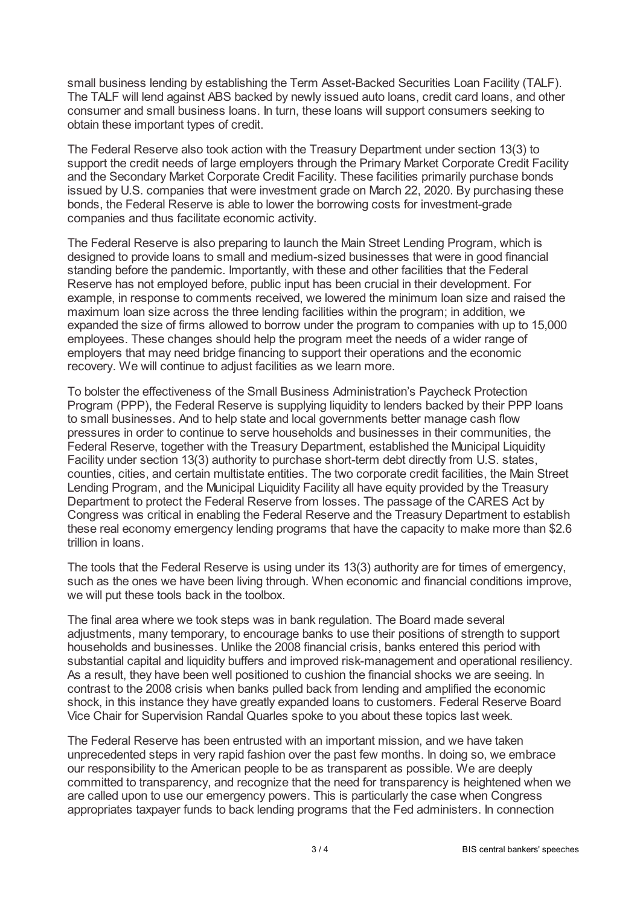small business lending by establishing the Term Asset-Backed Securities Loan Facility (TALF). The TALF will lend against ABS backed by newly issued auto loans, credit card loans, and other consumer and small business loans. In turn, these loans will support consumers seeking to obtain these important types of credit.

The Federal Reserve also took action with the Treasury Department under section 13(3) to support the credit needs of large employers through the Primary Market Corporate Credit Facility and the Secondary Market Corporate Credit Facility. These facilities primarily purchase bonds issued by U.S. companies that were investment grade on March 22, 2020. By purchasing these bonds, the Federal Reserve is able to lower the borrowing costs for investment-grade companies and thus facilitate economic activity.

The Federal Reserve is also preparing to launch the Main Street Lending Program, which is designed to provide loans to small and medium-sized businesses that were in good financial standing before the pandemic. Importantly, with these and other facilities that the Federal Reserve has not employed before, public input has been crucial in their development. For example, in response to comments received, we lowered the minimum loan size and raised the maximum loan size across the three lending facilities within the program; in addition, we expanded the size of firms allowed to borrow under the program to companies with up to 15,000 employees. These changes should help the program meet the needs of a wider range of employers that may need bridge financing to support their operations and the economic recovery. We will continue to adjust facilities as we learn more.

To bolster the effectiveness of the Small Business Administration's Paycheck Protection Program (PPP), the Federal Reserve is supplying liquidity to lenders backed by their PPP loans to small businesses. And to help state and local governments better manage cash flow pressures in order to continue to serve households and businesses in their communities, the Federal Reserve, together with the Treasury Department, established the Municipal Liquidity Facility under section 13(3) authority to purchase short-term debt directly from U.S. states, counties, cities, and certain multistate entities. The two corporate credit facilities, the Main Street Lending Program, and the Municipal Liquidity Facility all have equity provided by the Treasury Department to protect the Federal Reserve from losses. The passage of the CARES Act by Congress was critical in enabling the Federal Reserve and the Treasury Department to establish these real economy emergency lending programs that have the capacity to make more than $2.6 trillion in loans.

The tools that the Federal Reserve is using under its 13(3) authority are for times of emergency, such as the ones we have been living through. When economic and financial conditions improve, we will put these tools back in the toolbox.

The final area where we took steps was in bank regulation. The Board made several adjustments, many temporary, to encourage banks to use their positions of strength to support households and businesses. Unlike the 2008 financial crisis, banks entered this period with substantial capital and liquidity buffers and improved risk-management and operational resiliency. As a result, they have been well positioned to cushion the financial shocks we are seeing. In contrast to the 2008 crisis when banks pulled back from lending and amplified the economic shock, in this instance they have greatly expanded loans to customers. Federal Reserve Board Vice Chair for Supervision Randal Quarles spoke to you about these topics last week.

The Federal Reserve has been entrusted with an important mission, and we have taken unprecedented steps in very rapid fashion over the past few months. In doing so, we embrace our responsibility to the American people to be as transparent as possible. We are deeply committed to transparency, and recognize that the need for transparency is heightened when we are called upon to use our emergency powers. This is particularly the case when Congress appropriates taxpayer funds to back lending programs that the Fed administers. In connection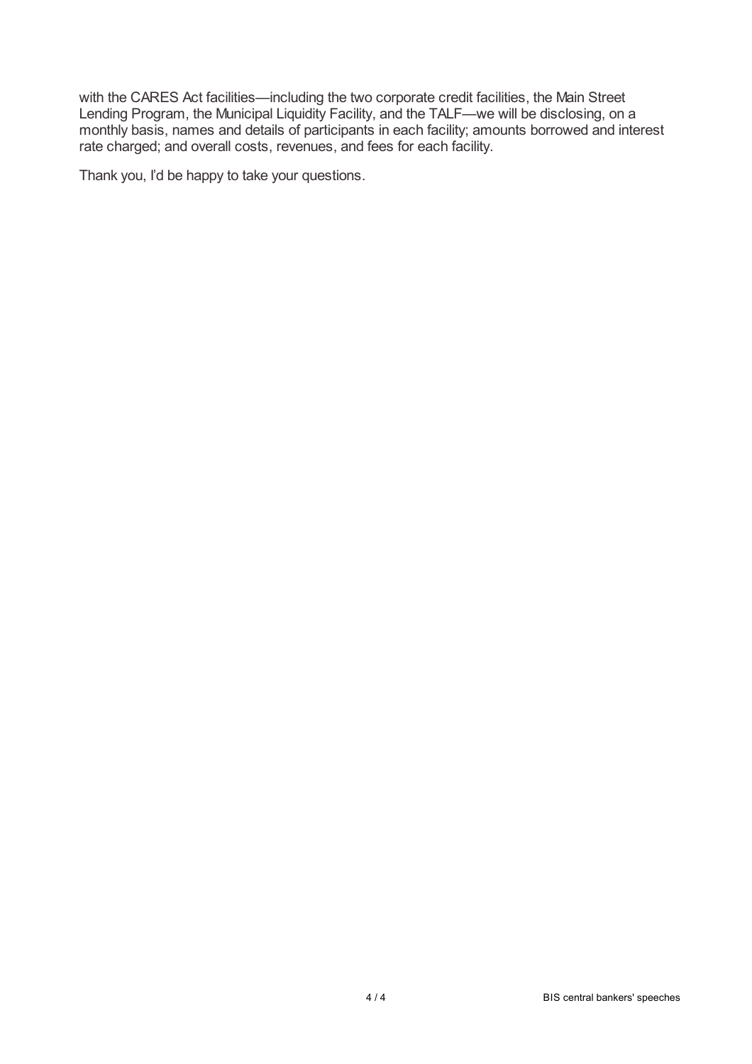with the CARES Act facilities—including the two corporate credit facilities, the Main Street Lending Program, the Municipal Liquidity Facility, and the TALF—we will be disclosing, on a monthly basis, names and details of participants in each facility; amounts borrowed and interest rate charged; and overall costs, revenues, and fees for each facility.

Thank you, I'd be happy to take your questions.